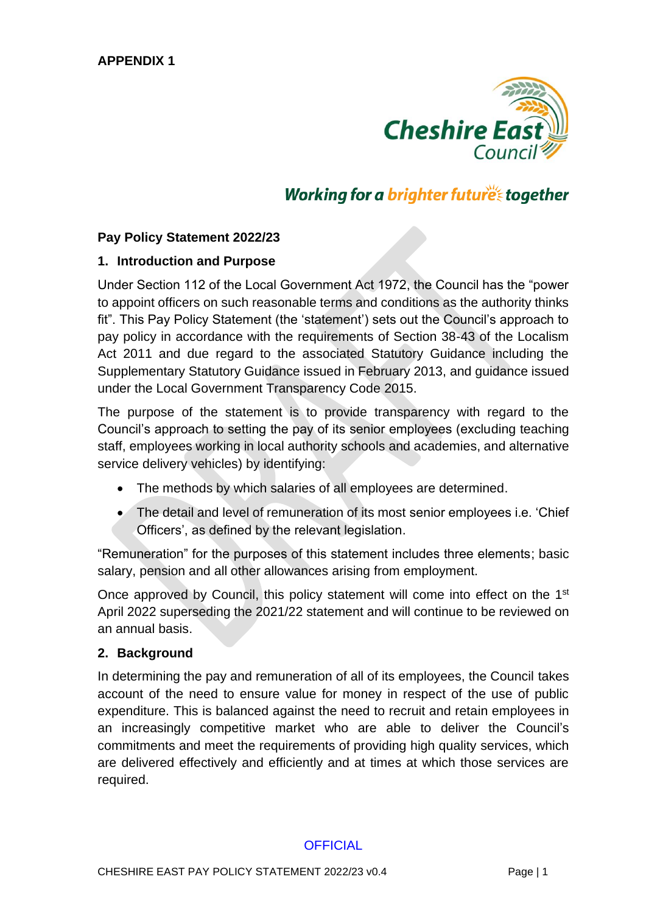**APPENDIX 1**

Working for a brighter future together

## Pay Policy Statement 2022/23

### 1. Introduction and Purpose

Under Section 112 of the Local Government Act 1972, the Council has the "power to appoint officers on such reasonable terms and conditions as the authority thinks fit". This Pay Policy Statement (the 'statement') sets out the Council's approach to pay policy in accordance with the requirements of Section 38-43 of the Localism Act 2011 and due regard to the associated Statutory Guidance including the Supplementary Statutory Guidance issued in February 2013, and guidance issued under the Local Government Transparency Code 2015.

The purpose of the statement is to provide transparency with regard to the Council's approach to setting the pay of its senior employees (excluding teaching staff, employees working in local authority schools and academies, and alternative service delivery vehicles) by identifying:

- The methods by which salaries of all employees are determined.
- The detail and level of remuneration of its most senior employees i.e. 'Chief Officers', as defined by the relevant legislation.

"Remuneration" for the purposes of this statement includes three elements; basic salary, pension and all other allowances arising from employment.

Once approved by Council, this policy statement will come into effect on the 1st April 2022 superseding the 2021/22 statement and will continue to be reviewed on an annual basis.

### 2. Background

In determining the pay and remuneration of all of its employees, the Council takes account of the need to ensure value for money in respect of the use of public expenditure. This is balanced against the need to recruit and retain employees in an increasingly competitive market who are able to deliver the Council's commitments and meet the requirements of providing high quality services, which are delivered effectively and efficiently and at times at which those services are required.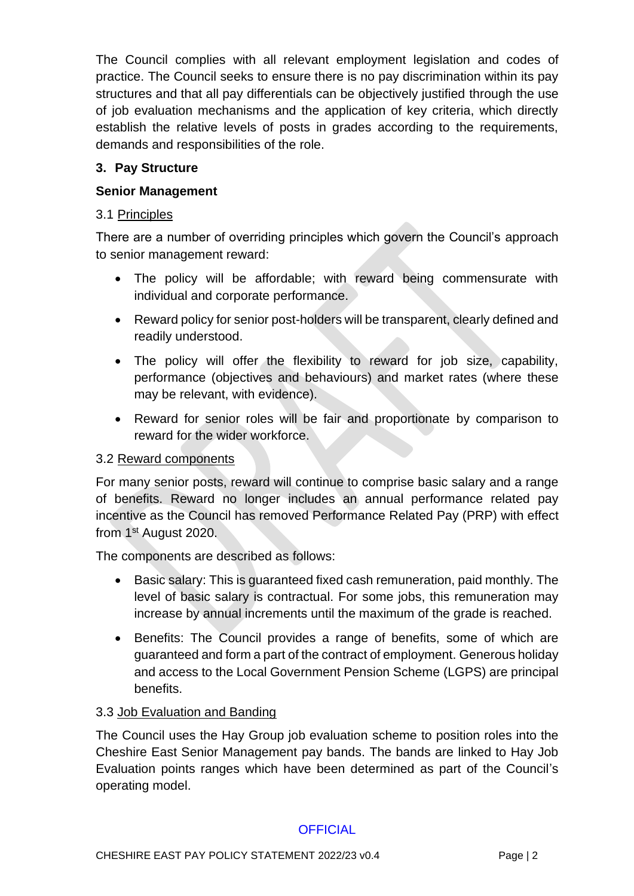The Council complies with all relevant employment legislation and codes of practice. The Council seeks to ensure there is no pay discrimination within its pay structures and that all pay differentials can be objectively justified through the use of job evaluation mechanisms and the application of key criteria, which directly establish the relative levels of posts in grades according to the requirements, demands and responsibilities of the role.

## 3. Pay Structure

### Senior Management

#### 3.1 Principles

There are a number of overriding principles which govern the Council's approach to senior management reward:

- The policy will be affordable; with reward being commensurate with individual and corporate performance.
- Reward policy for senior post-holders will be transparent, clearly defined and readily understood.
- The policy will offer the flexibility to reward for job size, capability, performance (objectives and behaviours) and market rates (where these may be relevant, with evidence).
- Reward for senior roles will be fair and proportionate by comparison to reward for the wider workforce.

#### 3.2 Reward components

For many senior posts, reward will continue to comprise basic salary and a range of benefits. Reward no longer includes an annual performance related pay incentive as the Council has removed Performance Related Pay (PRP) with effect from 1st August 2020.

The components are described as follows:

- Basic salary: This is guaranteed fixed cash remuneration, paid monthly. The level of basic salary is contractual. For some jobs, this remuneration may increase by annual increments until the maximum of the grade is reached.
- Benefits: The Council provides a range of benefits, some of which are guaranteed and form a part of the contract of employment. Generous holiday and access to the Local Government Pension Scheme (LGPS) are principal benefits.

#### 3.3 Job Evaluation and Banding

The Council uses the Hay Group job evaluation scheme to position roles into the Cheshire East Senior Management pay bands. The bands are linked to Hay Job Evaluation points ranges which have been determined as part of the Council's operating model.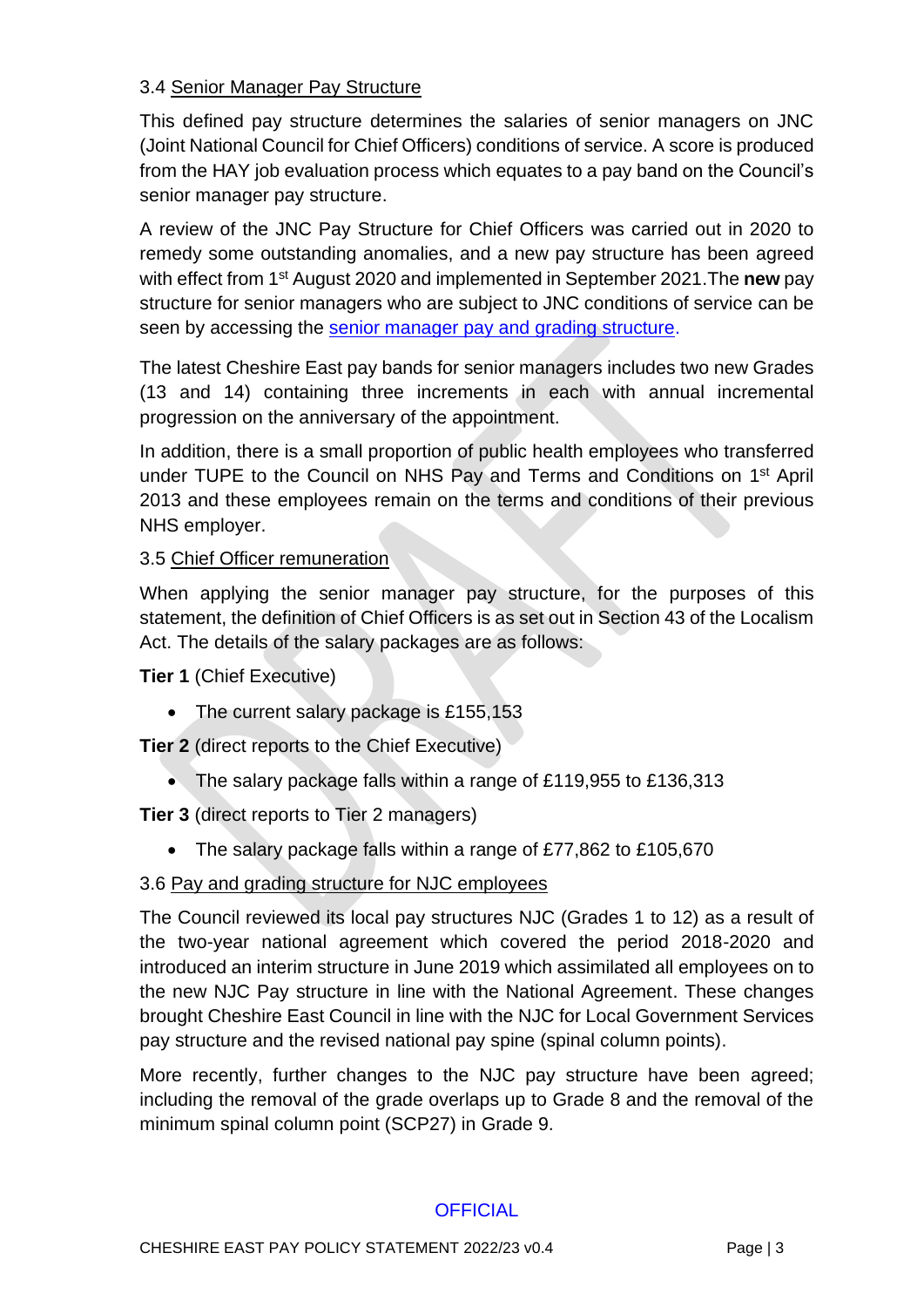### 3.4 Senior Manager Pay Structure

This defined pay structure determines the salaries of senior managers on JNC (Joint National Council for Chief Officers) conditions of service. A score is produced from the HAY job evaluation process which equates to a pay band on the Council's senior manager pay structure.

A review of the JNC Pay Structure for Chief Officers was carried out in 2020 to remedy some outstanding anomalies, and a new pay structure has been agreed with effect from 1st August 2020 and implemented in September 2021.The **new** pay structure for senior managers who are subject to JNC conditions of service can be seen by accessing the senior manager pay and grading structure.

The latest Cheshire East pay bands for senior managers includes two new Grades (13 and 14) containing three increments in each with annual incremental progression on the anniversary of the appointment.

In addition, there is a small proportion of public health employees who transferred under TUPE to the Council on NHS Pay and Terms and Conditions on 1st April 2013 and these employees remain on the terms and conditions of their previous NHS employer.

### 3.5 Chief Officer remuneration

When applying the senior manager pay structure, for the purposes of this statement, the definition of Chief Officers is as set out in Section 43 of the Localism Act. The details of the salary packages are as follows:

**Tier 1** (Chief Executive)

- The current salary package is £155,153

**Tier 2** (direct reports to the Chief Executive)

- The salary package falls within a range of £119,955 to £136,313

**Tier 3** (direct reports to Tier 2 managers)

- The salary package falls within a range of £77,862 to £105,670

### 3.6 Pay and grading structure for NJC employees

The Council reviewed its local pay structures NJC (Grades 1 to 12) as a result of the two-year national agreement which covered the period 2018-2020 and introduced an interim structure in June 2019 which assimilated all employees on to the new NJC Pay structure in line with the National Agreement. These changes brought Cheshire East Council in line with the NJC for Local Government Services pay structure and the revised national pay spine (spinal column points).

More recently, further changes to the NJC pay structure have been agreed; including the removal of the grade overlaps up to Grade 8 and the removal of the minimum spinal column point (SCP27) in Grade 9.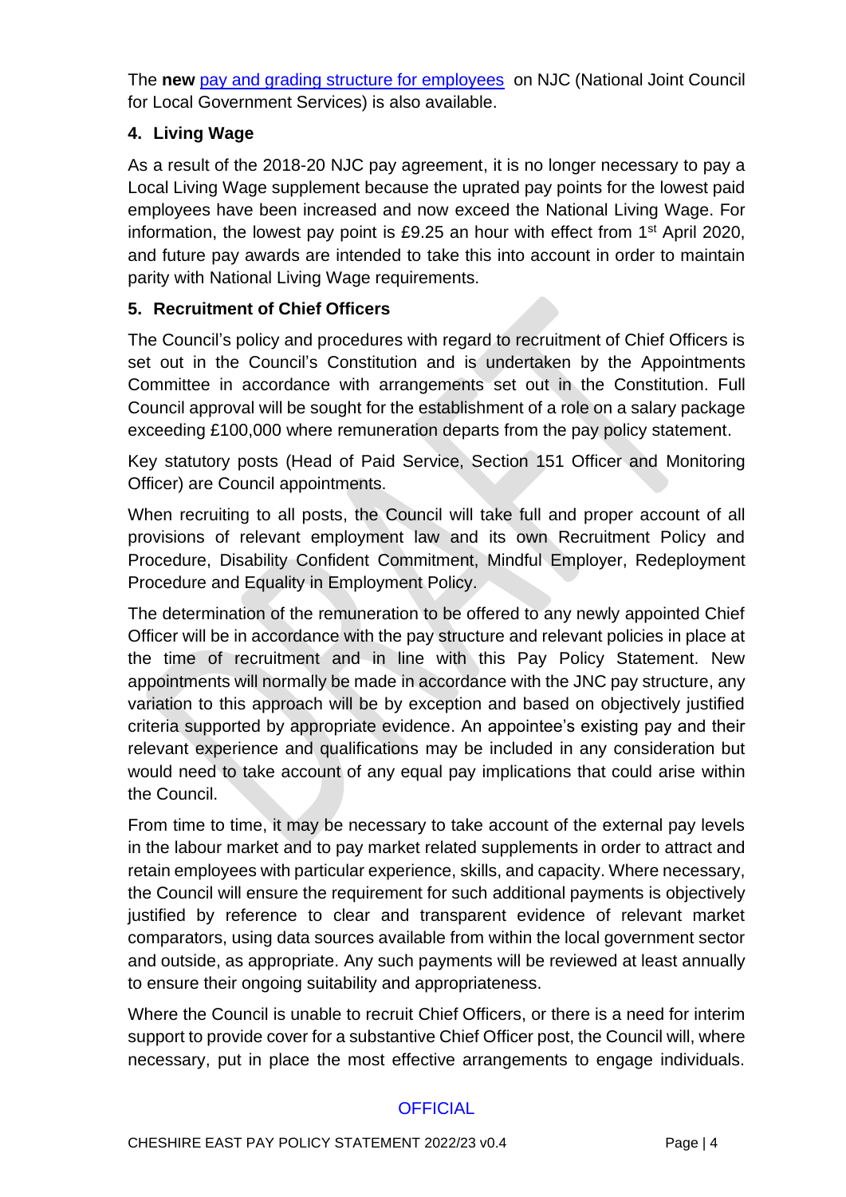The **new** [pay and grading structure for employees](pay and grading structure for employees) on NJC (National Joint Council for Local Government Services) is also available.

## 4. Living Wage

As a result of the 2018-20 NJC pay agreement, it is no longer necessary to pay a Local Living Wage supplement because the uprated pay points for the lowest paid employees have been increased and now exceed the National Living Wage. For information, the lowest pay point is £9.25 an hour with effect from 1st April 2020, and future pay awards are intended to take this into account in order to maintain parity with National Living Wage requirements.

## 5. Recruitment of Chief Officers

The Council's policy and procedures with regard to recruitment of Chief Officers is set out in the Council's Constitution and is undertaken by the Appointments Committee in accordance with arrangements set out in the Constitution. Full Council approval will be sought for the establishment of a role on a salary package exceeding £100,000 where remuneration departs from the pay policy statement.

Key statutory posts (Head of Paid Service, Section 151 Officer and Monitoring Officer) are Council appointments.

When recruiting to all posts, the Council will take full and proper account of all provisions of relevant employment law and its own Recruitment Policy and Procedure, Disability Confident Commitment, Mindful Employer, Redeployment Procedure and Equality in Employment Policy.

The determination of the remuneration to be offered to any newly appointed Chief Officer will be in accordance with the pay structure and relevant policies in place at the time of recruitment and in line with this Pay Policy Statement. New appointments will normally be made in accordance with the JNC pay structure, any variation to this approach will be by exception and based on objectively justified criteria supported by appropriate evidence. An appointee's existing pay and their relevant experience and qualifications may be included in any consideration but would need to take account of any equal pay implications that could arise within the Council.

From time to time, it may be necessary to take account of the external pay levels in the labour market and to pay market related supplements in order to attract and retain employees with particular experience, skills, and capacity. Where necessary, the Council will ensure the requirement for such additional payments is objectively justified by reference to clear and transparent evidence of relevant market comparators, using data sources available from within the local government sector and outside, as appropriate. Any such payments will be reviewed at least annually to ensure their ongoing suitability and appropriateness.

Where the Council is unable to recruit Chief Officers, or there is a need for interim support to provide cover for a substantive Chief Officer post, the Council will, where necessary, put in place the most effective arrangements to engage individuals.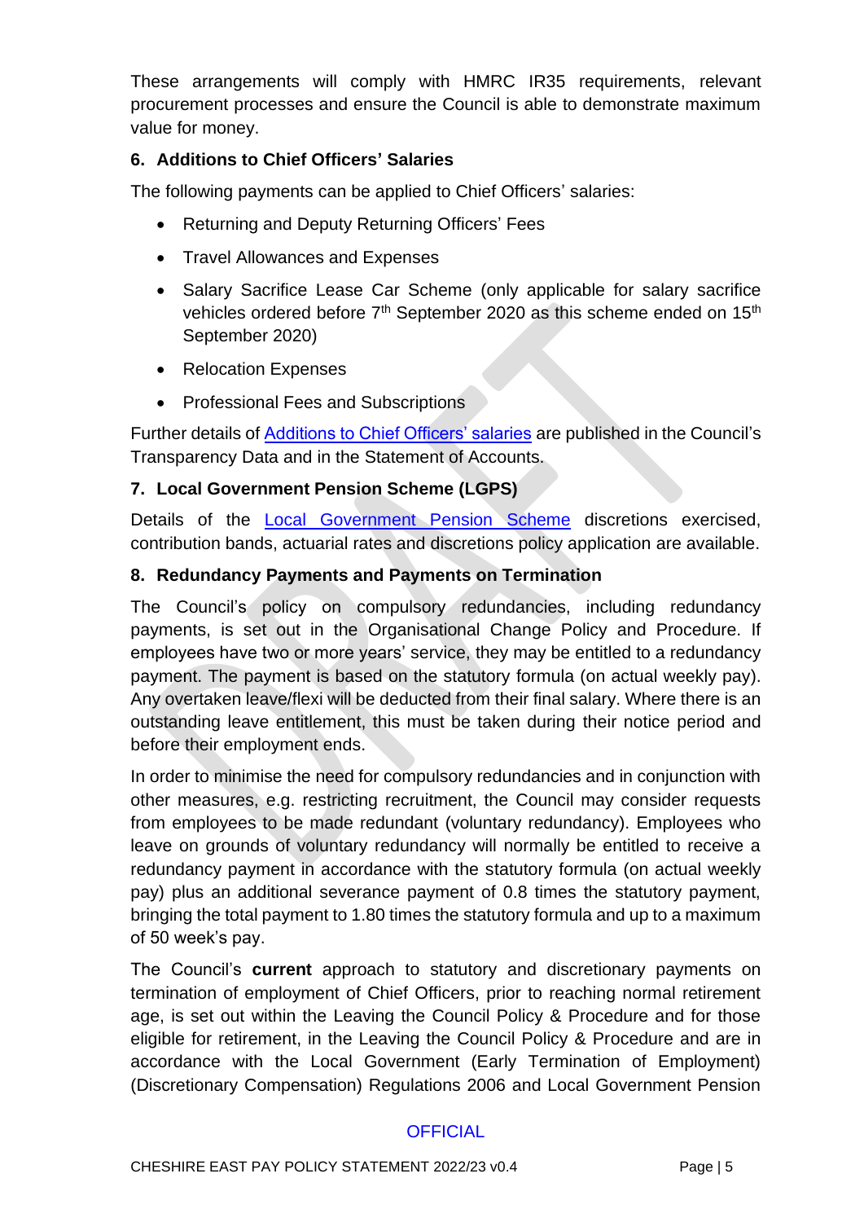These arrangements will comply with HMRC IR35 requirements, relevant procurement processes and ensure the Council is able to demonstrate maximum value for money.

### 6. Additions to Chief Officers' Salaries

The following payments can be applied to Chief Officers' salaries:

- Returning and Deputy Returning Officers' Fees
- Travel Allowances and Expenses
- Salary Sacrifice Lease Car Scheme (only applicable for salary sacrifice vehicles ordered before 7th September 2020 as this scheme ended on 15th September 2020)
- Relocation Expenses
- Professional Fees and Subscriptions

Further details of Additions to Chief Officers' salaries are published in the Council's Transparency Data and in the Statement of Accounts.

### 7. Local Government Pension Scheme (LGPS)

Details of the Local Government Pension Scheme discretions exercised, contribution bands, actuarial rates and discretions policy application are available.

### 8. Redundancy Payments and Payments on Termination

The Council's policy on compulsory redundancies, including redundancy payments, is set out in the Organisational Change Policy and Procedure. If employees have two or more years' service, they may be entitled to a redundancy payment. The payment is based on the statutory formula (on actual weekly pay). Any overtaken leave/flexi will be deducted from their final salary. Where there is an outstanding leave entitlement, this must be taken during their notice period and before their employment ends.

In order to minimise the need for compulsory redundancies and in conjunction with other measures, e.g. restricting recruitment, the Council may consider requests from employees to be made redundant (voluntary redundancy). Employees who leave on grounds of voluntary redundancy will normally be entitled to receive a redundancy payment in accordance with the statutory formula (on actual weekly pay) plus an additional severance payment of 0.8 times the statutory payment, bringing the total payment to 1.80 times the statutory formula and up to a maximum of 50 week's pay.

The Council's **current** approach to statutory and discretionary payments on termination of employment of Chief Officers, prior to reaching normal retirement age, is set out within the Leaving the Council Policy & Procedure and for those eligible for retirement, in the Leaving the Council Policy & Procedure and are in accordance with the Local Government (Early Termination of Employment) (Discretionary Compensation) Regulations 2006 and Local Government Pension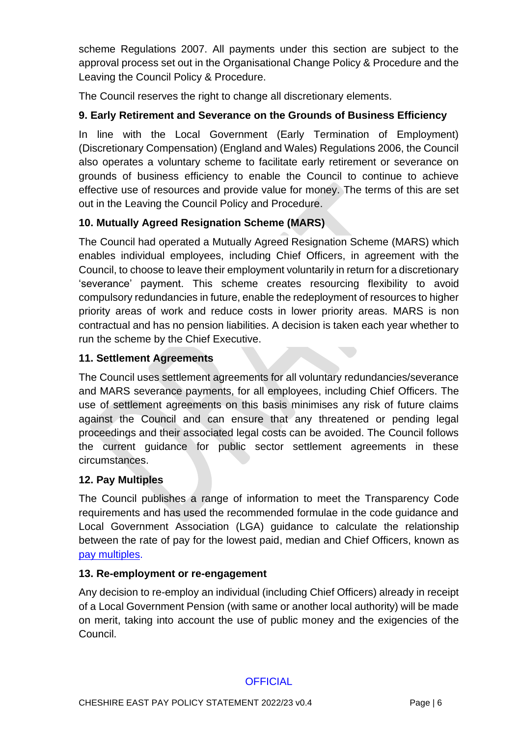scheme Regulations 2007. All payments under this section are subject to the approval process set out in the Organisational Change Policy & Procedure and the Leaving the Council Policy & Procedure.

The Council reserves the right to change all discretionary elements.

### 9. Early Retirement and Severance on the Grounds of Business Efficiency

In line with the Local Government (Early Termination of Employment) (Discretionary Compensation) (England and Wales) Regulations 2006, the Council also operates a voluntary scheme to facilitate early retirement or severance on grounds of business efficiency to enable the Council to continue to achieve effective use of resources and provide value for money. The terms of this are set out in the Leaving the Council Policy and Procedure.

### 10. Mutually Agreed Resignation Scheme (MARS)

The Council had operated a Mutually Agreed Resignation Scheme (MARS) which enables individual employees, including Chief Officers, in agreement with the Council, to choose to leave their employment voluntarily in return for a discretionary 'severance' payment. This scheme creates resourcing flexibility to avoid compulsory redundancies in future, enable the redeployment of resources to higher priority areas of work and reduce costs in lower priority areas. MARS is non contractual and has no pension liabilities. A decision is taken each year whether to run the scheme by the Chief Executive.

### 11. Settlement Agreements

The Council uses settlement agreements for all voluntary redundancies/severance and MARS severance payments, for all employees, including Chief Officers. The use of settlement agreements on this basis minimises any risk of future claims against the Council and can ensure that any threatened or pending legal proceedings and their associated legal costs can be avoided. The Council follows the current guidance for public sector settlement agreements in these circumstances.

### 12. Pay Multiples

The Council publishes a range of information to meet the Transparency Code requirements and has used the recommended formulae in the code guidance and Local Government Association (LGA) guidance to calculate the relationship between the rate of pay for the lowest paid, median and Chief Officers, known as pay multiples.

### 13. Re-employment or re-engagement

Any decision to re-employ an individual (including Chief Officers) already in receipt of a Local Government Pension (with same or another local authority) will be made on merit, taking into account the use of public money and the exigencies of the Council.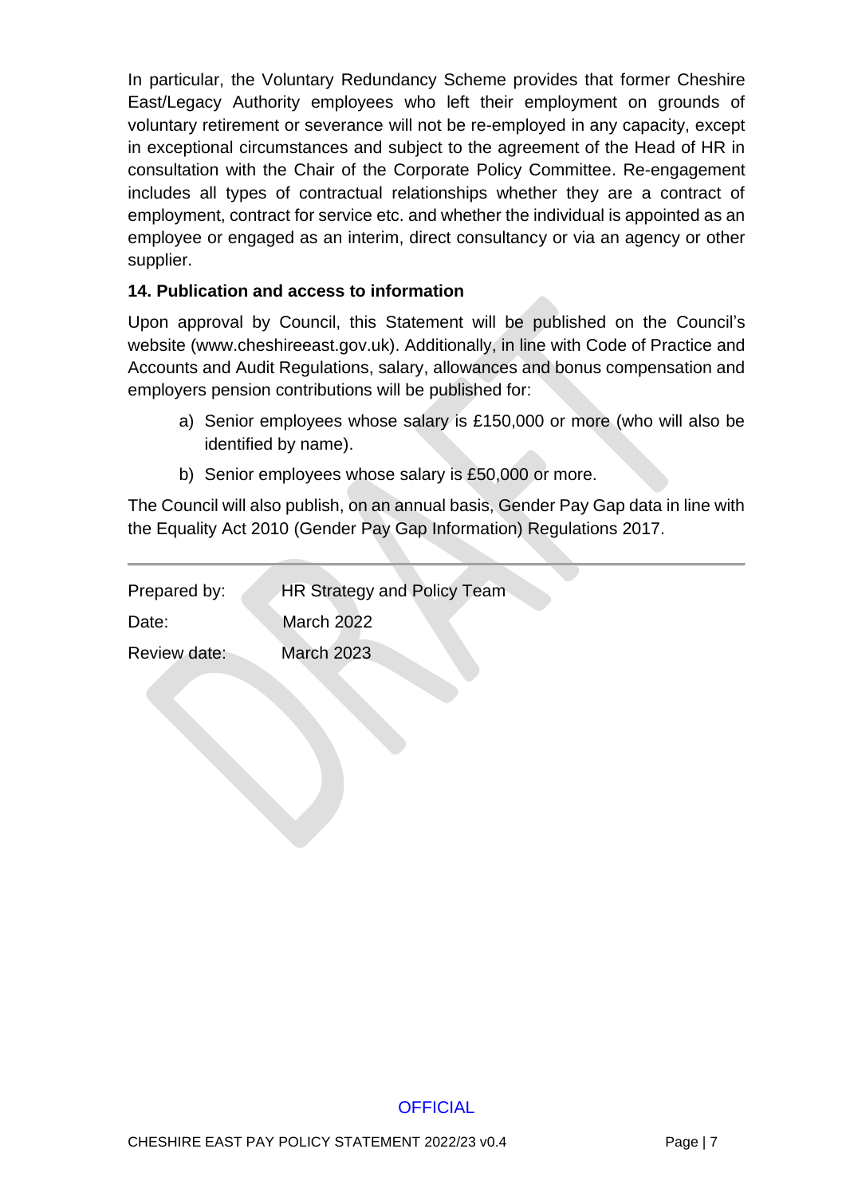In particular, the Voluntary Redundancy Scheme provides that former Cheshire East/Legacy Authority employees who left their employment on grounds of voluntary retirement or severance will not be re-employed in any capacity, except in exceptional circumstances and subject to the agreement of the Head of HR in consultation with the Chair of the Corporate Policy Committee. Re-engagement includes all types of contractual relationships whether they are a contract of employment, contract for service etc. and whether the individual is appointed as an employee or engaged as an interim, direct consultancy or via an agency or other supplier.

**14. Publication and access to information**

Upon approval by Council, this Statement will be published on the Council's website (www.cheshireeast.gov.uk). Additionally, in line with Code of Practice and Accounts and Audit Regulations, salary, allowances and bonus compensation and employers pension contributions will be published for:

a) Senior employees whose salary is £150,000 or more (who will also be identified by name).

b) Senior employees whose salary is £50,000 or more.

The Council will also publish, on an annual basis, Gender Pay Gap data in line with the Equality Act 2010 (Gender Pay Gap Information) Regulations 2017.

---

Prepared by: HR Strategy and Policy Team

Date: March 2022

Review date: March 2023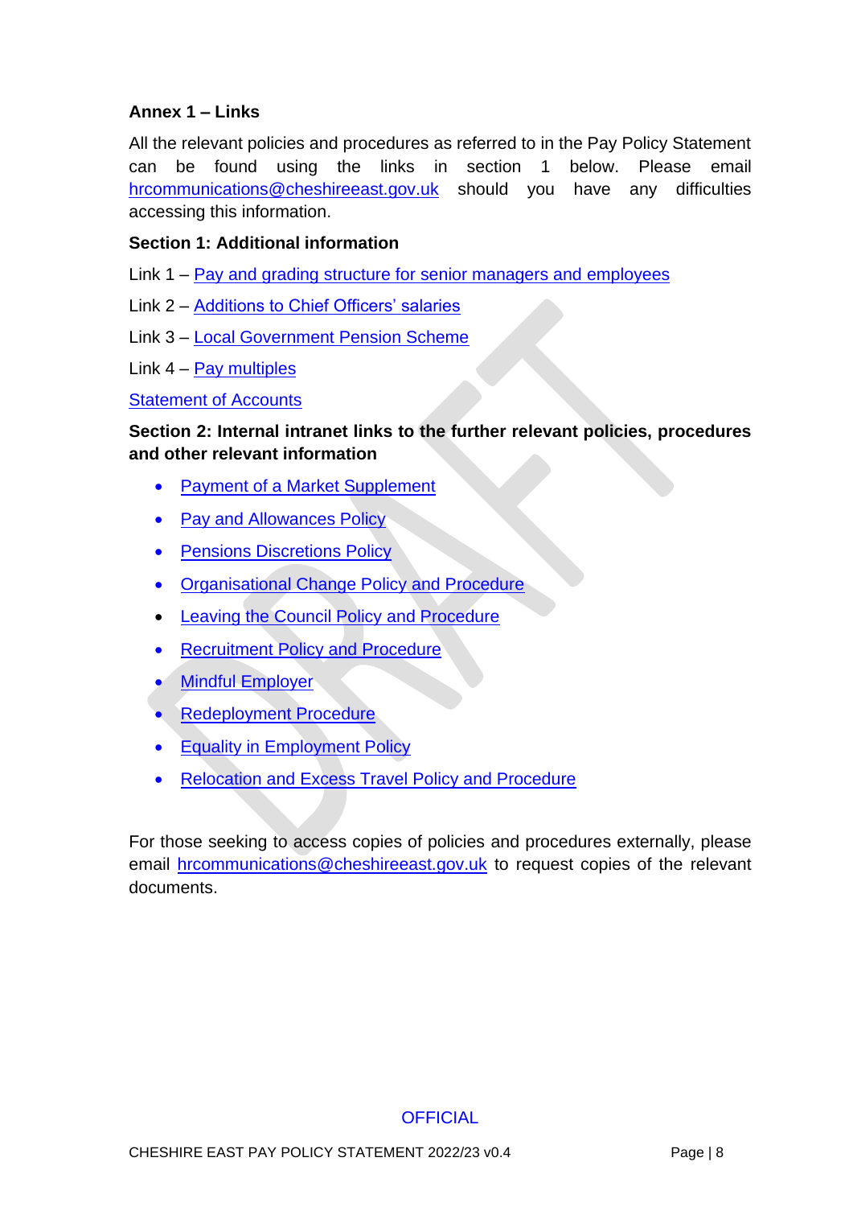**Annex 1 – Links**

All the relevant policies and procedures as referred to in the Pay Policy Statement can be found using the links in section 1 below. Please email hrcommunications@cheshireeast.gov.uk should you have any difficulties accessing this information.

**Section 1: Additional information**

Link 1 – Pay and grading structure for senior managers and employees

Link 2 – Additions to Chief Officers' salaries

Link 3 – Local Government Pension Scheme

Link 4 – Pay multiples

Statement of Accounts

**Section 2: Internal intranet links to the further relevant policies, procedures and other relevant information**

- Payment of a Market Supplement
- Pay and Allowances Policy
- Pensions Discretions Policy
- Organisational Change Policy and Procedure
- Leaving the Council Policy and Procedure
- Recruitment Policy and Procedure
- Mindful Employer
- Redeployment Procedure
- Equality in Employment Policy
- Relocation and Excess Travel Policy and Procedure

For those seeking to access copies of policies and procedures externally, please email hrcommunications@cheshireeast.gov.uk to request copies of the relevant documents.